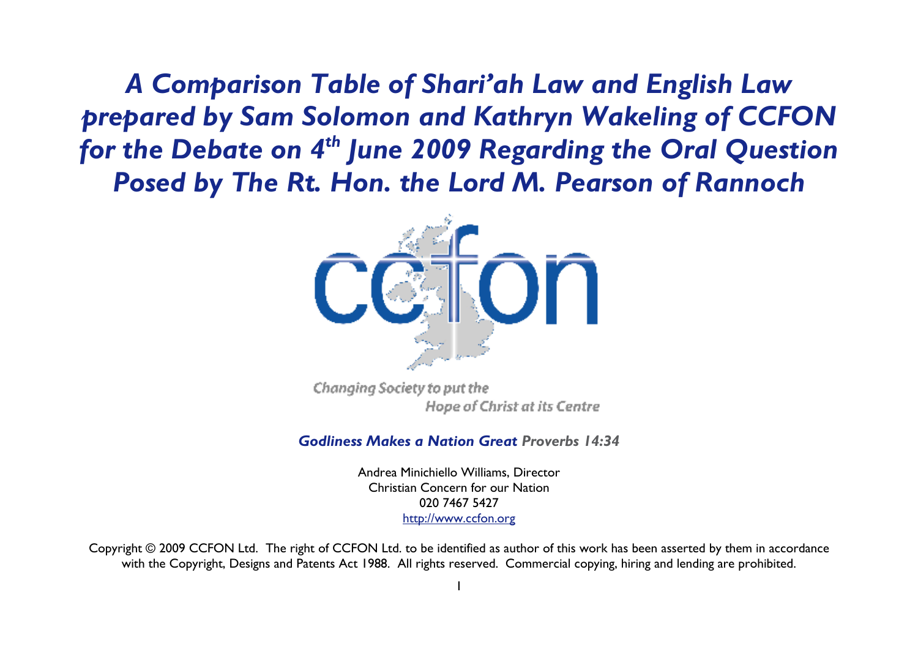# *A Comparison Table of Shari'ah Law and English Law prepared by Sam Solomon and Kathryn Wakeling of CCFON for the Debate on 4th June 2009 Regarding the Oral Question Posed by The Rt. Hon. the Lord M. Pearson of Rannoch*

Changing Society to put the Hope of Christ at its Centre

***Godliness Makes a Nation Great* Proverbs 14:34**

Andrea Minichiello Williams, Director
Christian Concern for our Nation
020 7467 5427
http://www.ccfon.org

Copyright © 2009 CCFON Ltd. The right of CCFON Ltd. to be identified as author of this work has been asserted by them in accordance with the Copyright, Designs and Patents Act 1988. All rights reserved. Commercial copying, hiring and lending are prohibited.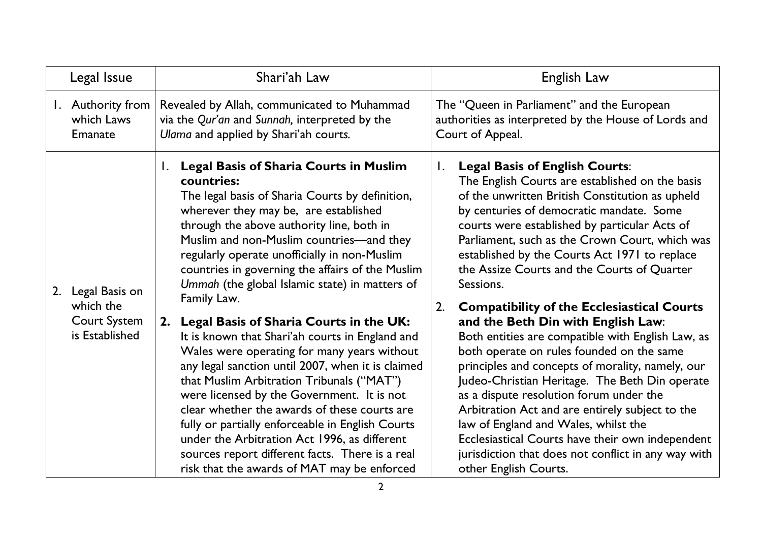| Legal Issue | Shari'ah Law | English Law |
|---|---|---|
| 1. Authority from which Laws Emanate | Revealed by Allah, communicated to Muhammad via the *Qur'an* and *Sunnah,* interpreted by the *Ulama* and applied by Shari'ah courts. | The "Queen in Parliament" and the European authorities as interpreted by the House of Lords and Court of Appeal. |
| 2. Legal Basis on which the Court System is Established | 1. **Legal Basis of Sharia Courts in Muslim countries:** The legal basis of Sharia Courts by definition, wherever they may be, are established through the above authority line, both in Muslim and non-Muslim countries—and they regularly operate unofficially in non-Muslim countries in governing the affairs of the Muslim *Ummah* (the global Islamic state) in matters of Family Law. <br><br> 2. **Legal Basis of Sharia Courts in the UK:** It is known that Shari'ah courts in England and Wales were operating for many years without any legal sanction until 2007, when it is claimed that Muslim Arbitration Tribunals ("MAT") were licensed by the Government. It is not clear whether the awards of these courts are fully or partially enforceable in English Courts under the Arbitration Act 1996, as different sources report different facts. There is a real risk that the awards of MAT may be enforced | 1. **Legal Basis of English Courts**: The English Courts are established on the basis of the unwritten British Constitution as upheld by centuries of democratic mandate. Some courts were established by particular Acts of Parliament, such as the Crown Court, which was established by the Courts Act 1971 to replace the Assize Courts and the Courts of Quarter Sessions. <br><br> 2. **Compatibility of the Ecclesiastical Courts and the Beth Din with English Law**: Both entities are compatible with English Law, as both operate on rules founded on the same principles and concepts of morality, namely, our Judeo-Christian Heritage. The Beth Din operate as a dispute resolution forum under the Arbitration Act and are entirely subject to the law of England and Wales, whilst the Ecclesiastical Courts have their own independent jurisdiction that does not conflict in any way with other English Courts. |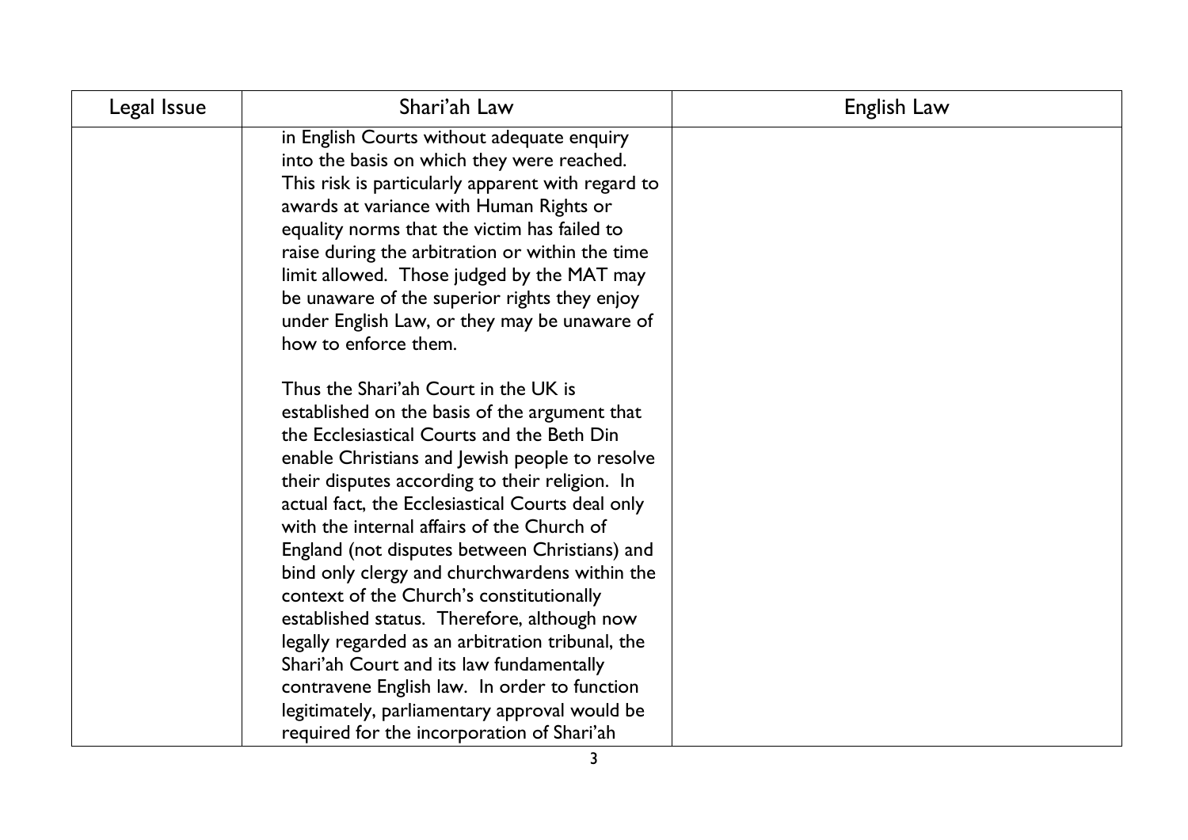| Legal Issue | Shari'ah Law | English Law |
| --- | --- | --- |
| | in English Courts without adequate enquiry into the basis on which they were reached. This risk is particularly apparent with regard to awards at variance with Human Rights or equality norms that the victim has failed to raise during the arbitration or within the time limit allowed. Those judged by the MAT may be unaware of the superior rights they enjoy under English Law, or they may be unaware of how to enforce them.<br><br>Thus the Shari'ah Court in the UK is established on the basis of the argument that the Ecclesiastical Courts and the Beth Din enable Christians and Jewish people to resolve their disputes according to their religion. In actual fact, the Ecclesiastical Courts deal only with the internal affairs of the Church of England (not disputes between Christians) and bind only clergy and churchwardens within the context of the Church's constitutionally established status. Therefore, although now legally regarded as an arbitration tribunal, the Shari'ah Court and its law fundamentally contravene English law. In order to function legitimately, parliamentary approval would be required for the incorporation of Shari'ah | |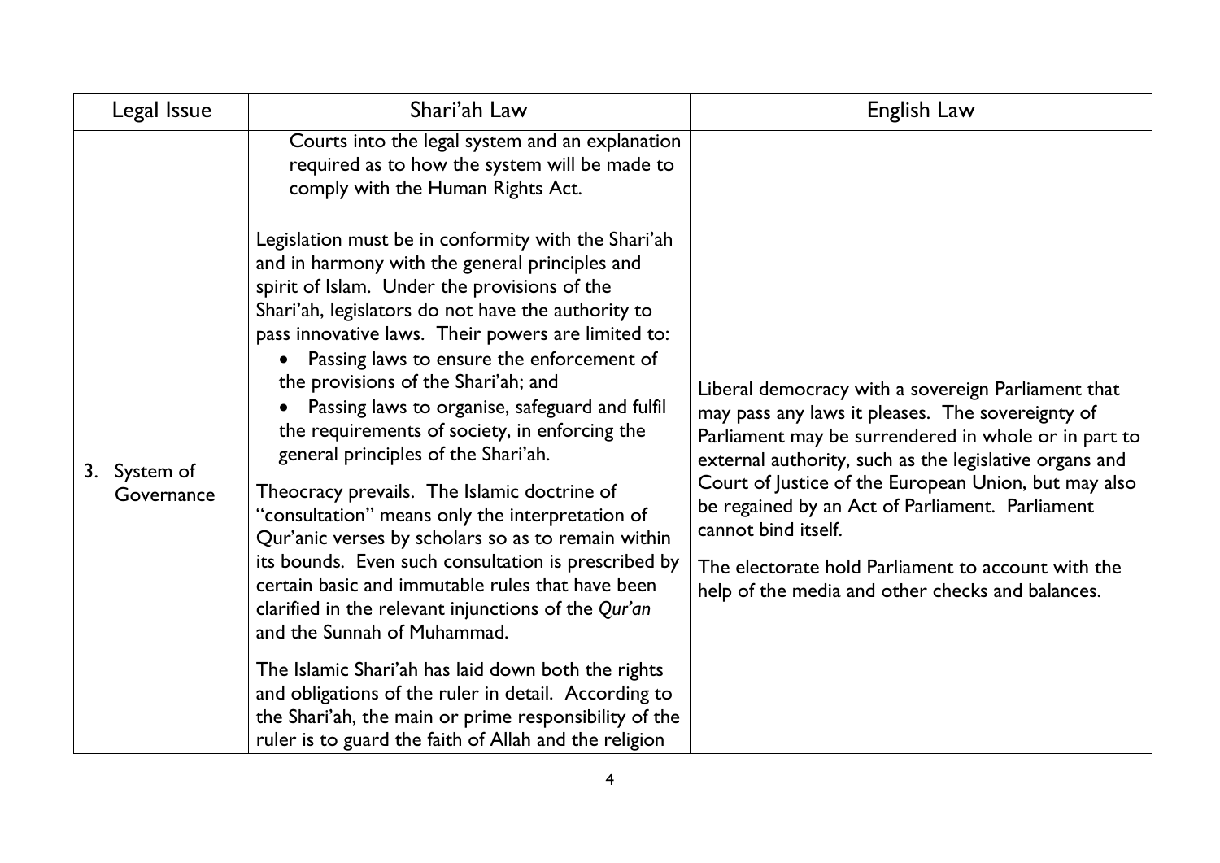| Legal Issue | Shari'ah Law | English Law |
|---|---|---|
| | Courts into the legal system and an explanation required as to how the system will be made to comply with the Human Rights Act. | |
| 3. System of Governance | Legislation must be in conformity with the Shari'ah and in harmony with the general principles and spirit of Islam. Under the provisions of the Shari'ah, legislators do not have the authority to pass innovative laws. Their powers are limited to: <br>• Passing laws to ensure the enforcement of the provisions of the Shari'ah; and <br>• Passing laws to organise, safeguard and fulfil the requirements of society, in enforcing the general principles of the Shari'ah. <br><br>Theocracy prevails. The Islamic doctrine of "consultation" means only the interpretation of Qur'anic verses by scholars so as to remain within its bounds. Even such consultation is prescribed by certain basic and immutable rules that have been clarified in the relevant injunctions of the *Qur'an* and the Sunnah of Muhammad. <br><br>The Islamic Shari'ah has laid down both the rights and obligations of the ruler in detail. According to the Shari'ah, the main or prime responsibility of the ruler is to guard the faith of Allah and the religion | Liberal democracy with a sovereign Parliament that may pass any laws it pleases. The sovereignty of Parliament may be surrendered in whole or in part to external authority, such as the legislative organs and Court of Justice of the European Union, but may also be regained by an Act of Parliament. Parliament cannot bind itself. <br><br>The electorate hold Parliament to account with the help of the media and other checks and balances. |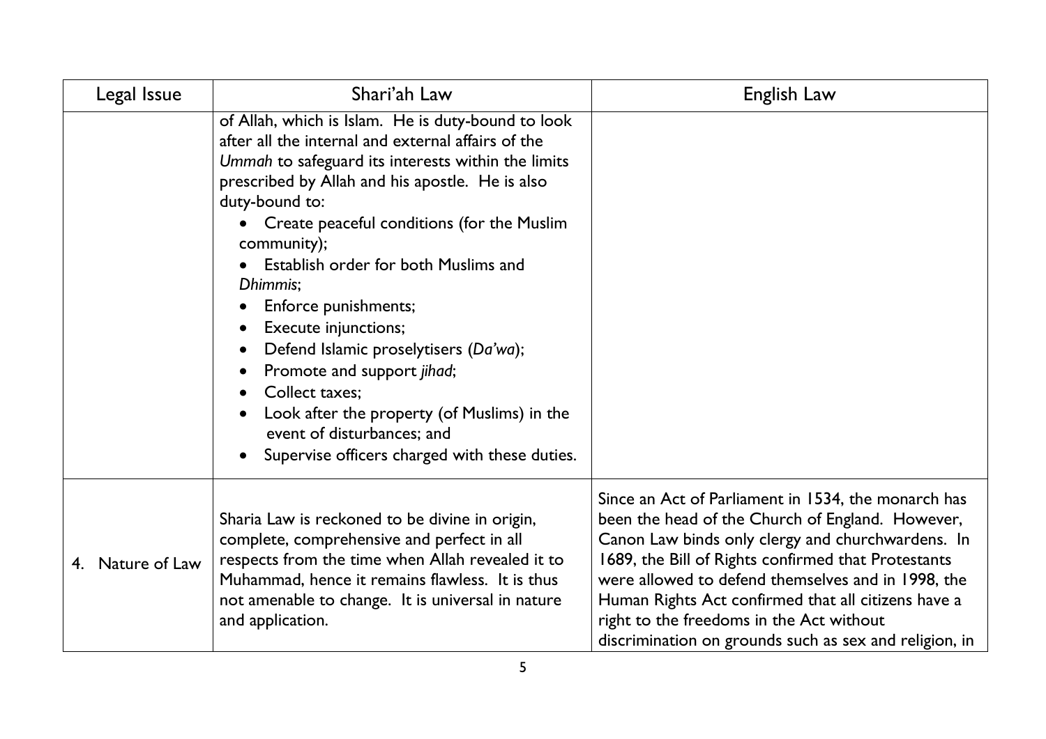| Legal Issue | Shari'ah Law | English Law |
|---|---|---|
| | of Allah, which is Islam. He is duty-bound to look after all the internal and external affairs of the *Ummah* to safeguard its interests within the limits prescribed by Allah and his apostle. He is also duty-bound to:<br>• Create peaceful conditions (for the Muslim community);<br>• Establish order for both Muslims and *Dhimmis*;<br>• Enforce punishments;<br>• Execute injunctions;<br>• Defend Islamic proselytisers (*Da'wa*);<br>• Promote and support *jihad*;<br>• Collect taxes;<br>• Look after the property (of Muslims) in the event of disturbances; and<br>• Supervise officers charged with these duties. | |
| 4. Nature of Law | Sharia Law is reckoned to be divine in origin, complete, comprehensive and perfect in all respects from the time when Allah revealed it to Muhammad, hence it remains flawless. It is thus not amenable to change. It is universal in nature and application. | Since an Act of Parliament in 1534, the monarch has been the head of the Church of England. However, Canon Law binds only clergy and churchwardens. In 1689, the Bill of Rights confirmed that Protestants were allowed to defend themselves and in 1998, the Human Rights Act confirmed that all citizens have a right to the freedoms in the Act without discrimination on grounds such as sex and religion, in |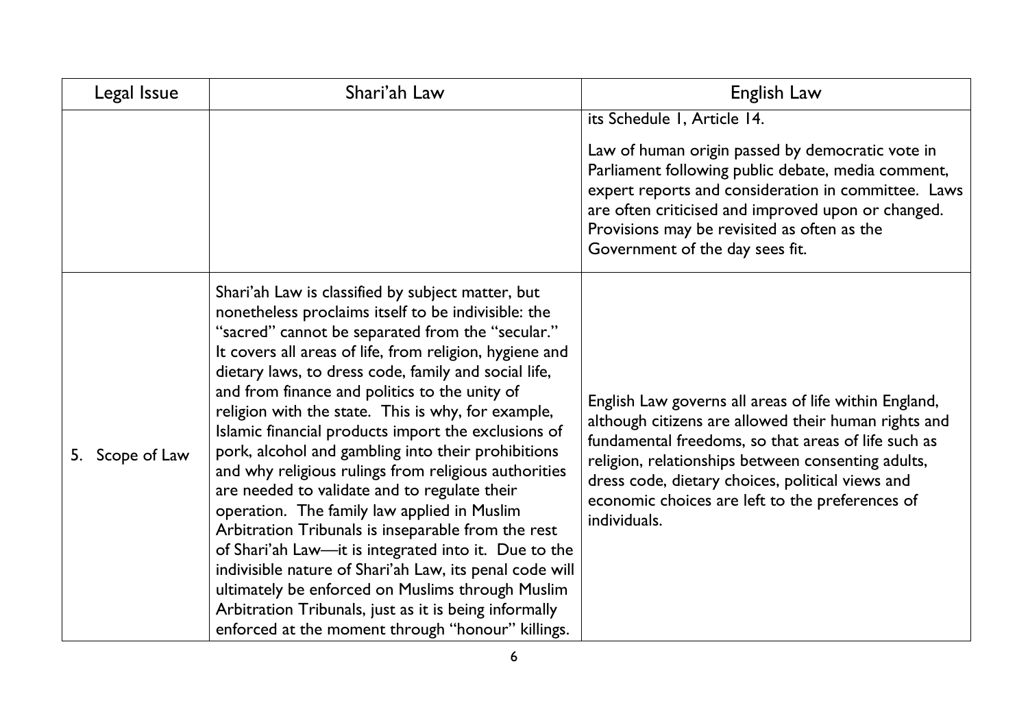| Legal Issue | Shari'ah Law | English Law |
| --- | --- | --- |
| | | its Schedule 1, Article 14. Law of human origin passed by democratic vote in Parliament following public debate, media comment, expert reports and consideration in committee. Laws are often criticised and improved upon or changed. Provisions may be revisited as often as the Government of the day sees fit. |
| 5. Scope of Law | Shari'ah Law is classified by subject matter, but nonetheless proclaims itself to be indivisible: the "sacred" cannot be separated from the "secular." It covers all areas of life, from religion, hygiene and dietary laws, to dress code, family and social life, and from finance and politics to the unity of religion with the state. This is why, for example, Islamic financial products import the exclusions of pork, alcohol and gambling into their prohibitions and why religious rulings from religious authorities are needed to validate and to regulate their operation. The family law applied in Muslim Arbitration Tribunals is inseparable from the rest of Shari'ah Law—it is integrated into it. Due to the indivisible nature of Shari'ah Law, its penal code will ultimately be enforced on Muslims through Muslim Arbitration Tribunals, just as it is being informally enforced at the moment through "honour" killings. | English Law governs all areas of life within England, although citizens are allowed their human rights and fundamental freedoms, so that areas of life such as religion, relationships between consenting adults, dress code, dietary choices, political views and economic choices are left to the preferences of individuals. |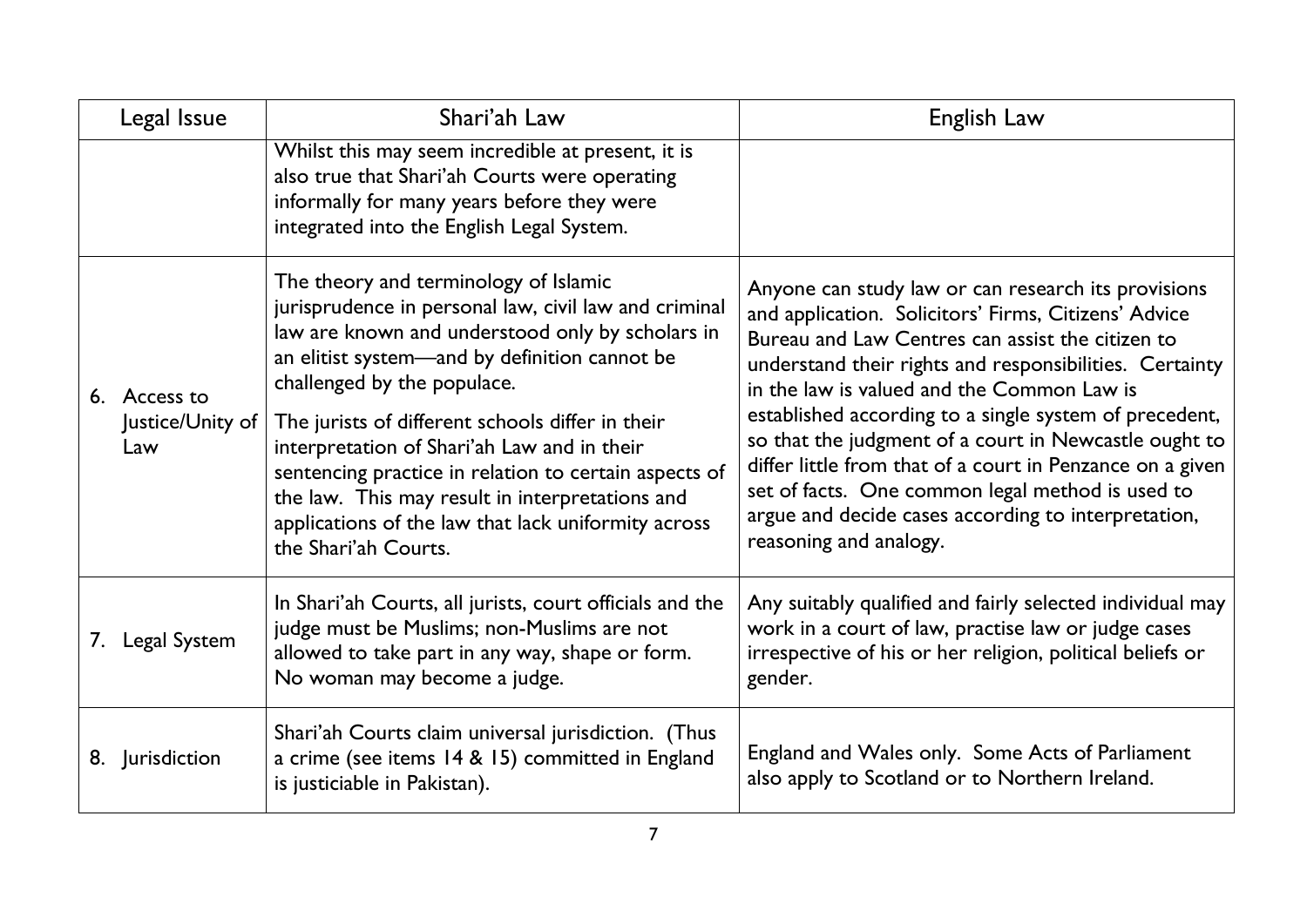| Legal Issue | Shari'ah Law | English Law |
| --- | --- | --- |
| | Whilst this may seem incredible at present, it is also true that Shari'ah Courts were operating informally for many years before they were integrated into the English Legal System. | |
| 6. Access to Justice/Unity of Law | The theory and terminology of Islamic jurisprudence in personal law, civil law and criminal law are known and understood only by scholars in an elitist system—and by definition cannot be challenged by the populace.<br><br>The jurists of different schools differ in their interpretation of Shari'ah Law and in their sentencing practice in relation to certain aspects of the law. This may result in interpretations and applications of the law that lack uniformity across the Shari'ah Courts. | Anyone can study law or can research its provisions and application. Solicitors' Firms, Citizens' Advice Bureau and Law Centres can assist the citizen to understand their rights and responsibilities. Certainty in the law is valued and the Common Law is established according to a single system of precedent, so that the judgment of a court in Newcastle ought to differ little from that of a court in Penzance on a given set of facts. One common legal method is used to argue and decide cases according to interpretation, reasoning and analogy. |
| 7. Legal System | In Shari'ah Courts, all jurists, court officials and the judge must be Muslims; non-Muslims are not allowed to take part in any way, shape or form. No woman may become a judge. | Any suitably qualified and fairly selected individual may work in a court of law, practise law or judge cases irrespective of his or her religion, political beliefs or gender. |
| 8. Jurisdiction | Shari'ah Courts claim universal jurisdiction. (Thus a crime (see items 14 & 15) committed in England is justiciable in Pakistan). | England and Wales only. Some Acts of Parliament also apply to Scotland or to Northern Ireland. |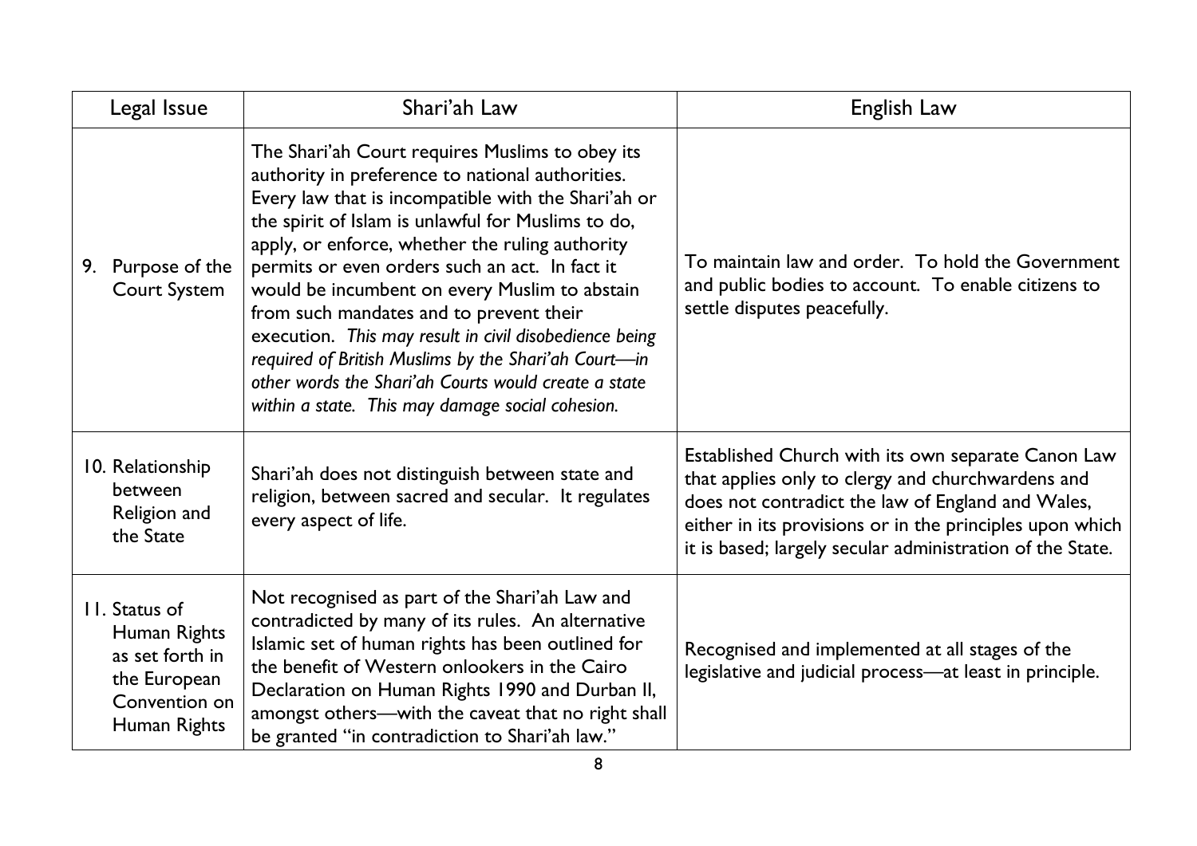| Legal Issue | Shari'ah Law | English Law |
|---|---|---|
| 9. Purpose of the Court System | The Shari'ah Court requires Muslims to obey its authority in preference to national authorities. Every law that is incompatible with the Shari'ah or the spirit of Islam is unlawful for Muslims to do, apply, or enforce, whether the ruling authority permits or even orders such an act. In fact it would be incumbent on every Muslim to abstain from such mandates and to prevent their execution. *This may result in civil disobedience being required of British Muslims by the Shari'ah Court—in other words the Shari'ah Courts would create a state within a state. This may damage social cohesion.* | To maintain law and order. To hold the Government and public bodies to account. To enable citizens to settle disputes peacefully. |
| 10. Relationship between Religion and the State | Shari'ah does not distinguish between state and religion, between sacred and secular. It regulates every aspect of life. | Established Church with its own separate Canon Law that applies only to clergy and churchwardens and does not contradict the law of England and Wales, either in its provisions or in the principles upon which it is based; largely secular administration of the State. |
| 11. Status of Human Rights as set forth in the European Convention on Human Rights | Not recognised as part of the Shari'ah Law and contradicted by many of its rules. An alternative Islamic set of human rights has been outlined for the benefit of Western onlookers in the Cairo Declaration on Human Rights 1990 and Durban II, amongst others—with the caveat that no right shall be granted "in contradiction to Shari'ah law." | Recognised and implemented at all stages of the legislative and judicial process—at least in principle. |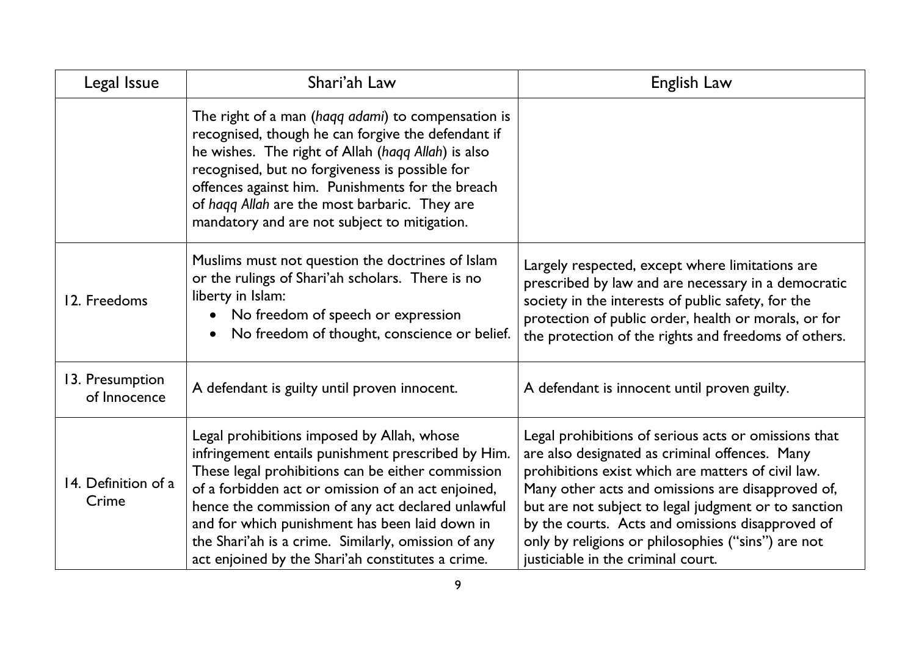| Legal Issue | Shari'ah Law | English Law |
| --- | --- | --- |
| | The right of a man (*haqq adami*) to compensation is recognised, though he can forgive the defendant if he wishes. The right of Allah (*haqq Allah*) is also recognised, but no forgiveness is possible for offences against him. Punishments for the breach of *haqq Allah* are the most barbaric. They are mandatory and are not subject to mitigation. | |
| 12. Freedoms | Muslims must not question the doctrines of Islam or the rulings of Shari'ah scholars. There is no liberty in Islam:<br>• No freedom of speech or expression<br>• No freedom of thought, conscience or belief. | Largely respected, except where limitations are prescribed by law and are necessary in a democratic society in the interests of public safety, for the protection of public order, health or morals, or for the protection of the rights and freedoms of others. |
| 13. Presumption of Innocence | A defendant is guilty until proven innocent. | A defendant is innocent until proven guilty. |
| 14. Definition of a Crime | Legal prohibitions imposed by Allah, whose infringement entails punishment prescribed by Him. These legal prohibitions can be either commission of a forbidden act or omission of an act enjoined, hence the commission of any act declared unlawful and for which punishment has been laid down in the Shari'ah is a crime. Similarly, omission of any act enjoined by the Shari'ah constitutes a crime. | Legal prohibitions of serious acts or omissions that are also designated as criminal offences. Many prohibitions exist which are matters of civil law. Many other acts and omissions are disapproved of, but are not subject to legal judgment or to sanction by the courts. Acts and omissions disapproved of only by religions or philosophies ("sins") are not justiciable in the criminal court. |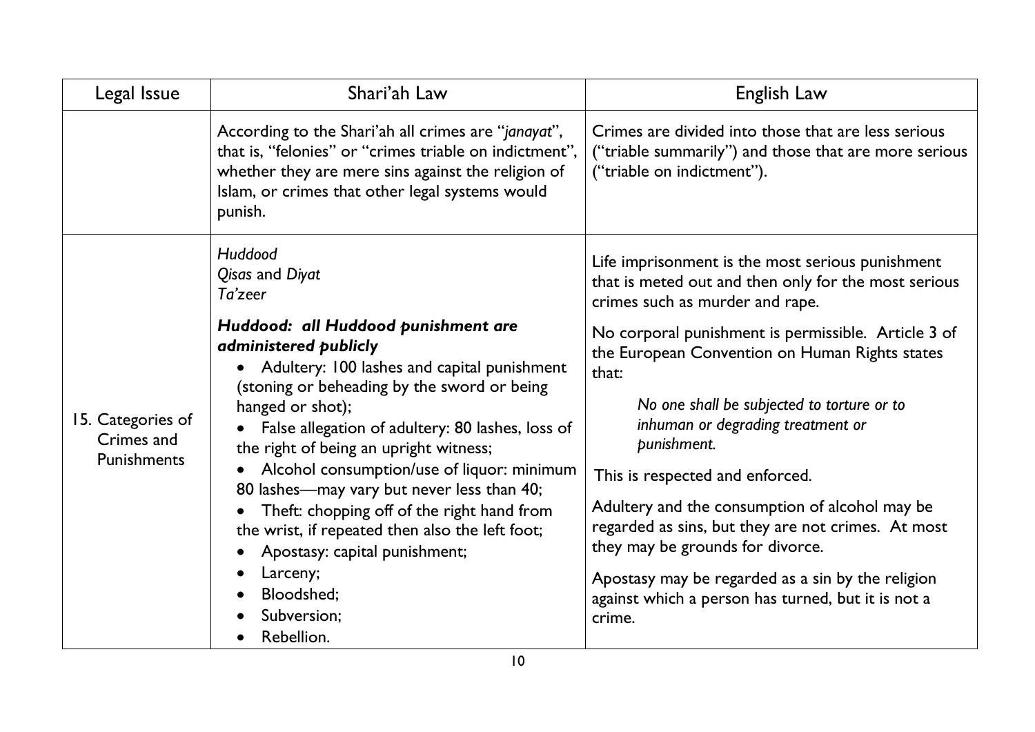| Legal Issue | Shari'ah Law | English Law |
|---|---|---|
| | According to the Shari'ah all crimes are "*janayat*", that is, "felonies" or "crimes triable on indictment", whether they are mere sins against the religion of Islam, or crimes that other legal systems would punish. | Crimes are divided into those that are less serious ("triable summarily") and those that are more serious ("triable on indictment"). |
| 15. Categories of Crimes and Punishments | *Huddood*<br>*Qisas* and *Diyat*<br>*Ta'zeer*<br><br>***Huddood: all Huddood punishment are administered publicly***<br>• Adultery: 100 lashes and capital punishment (stoning or beheading by the sword or being hanged or shot);<br>• False allegation of adultery: 80 lashes, loss of the right of being an upright witness;<br>• Alcohol consumption/use of liquor: minimum 80 lashes—may vary but never less than 40;<br>• Theft: chopping off of the right hand from the wrist, if repeated then also the left foot;<br>• Apostasy: capital punishment;<br>• Larceny;<br>• Bloodshed;<br>• Subversion;<br>• Rebellion. | Life imprisonment is the most serious punishment that is meted out and then only for the most serious crimes such as murder and rape.<br><br>No corporal punishment is permissible. Article 3 of the European Convention on Human Rights states that:<br><br>*No one shall be subjected to torture or to inhuman or degrading treatment or punishment.*<br><br>This is respected and enforced.<br><br>Adultery and the consumption of alcohol may be regarded as sins, but they are not crimes. At most they may be grounds for divorce.<br><br>Apostasy may be regarded as a sin by the religion against which a person has turned, but it is not a crime. |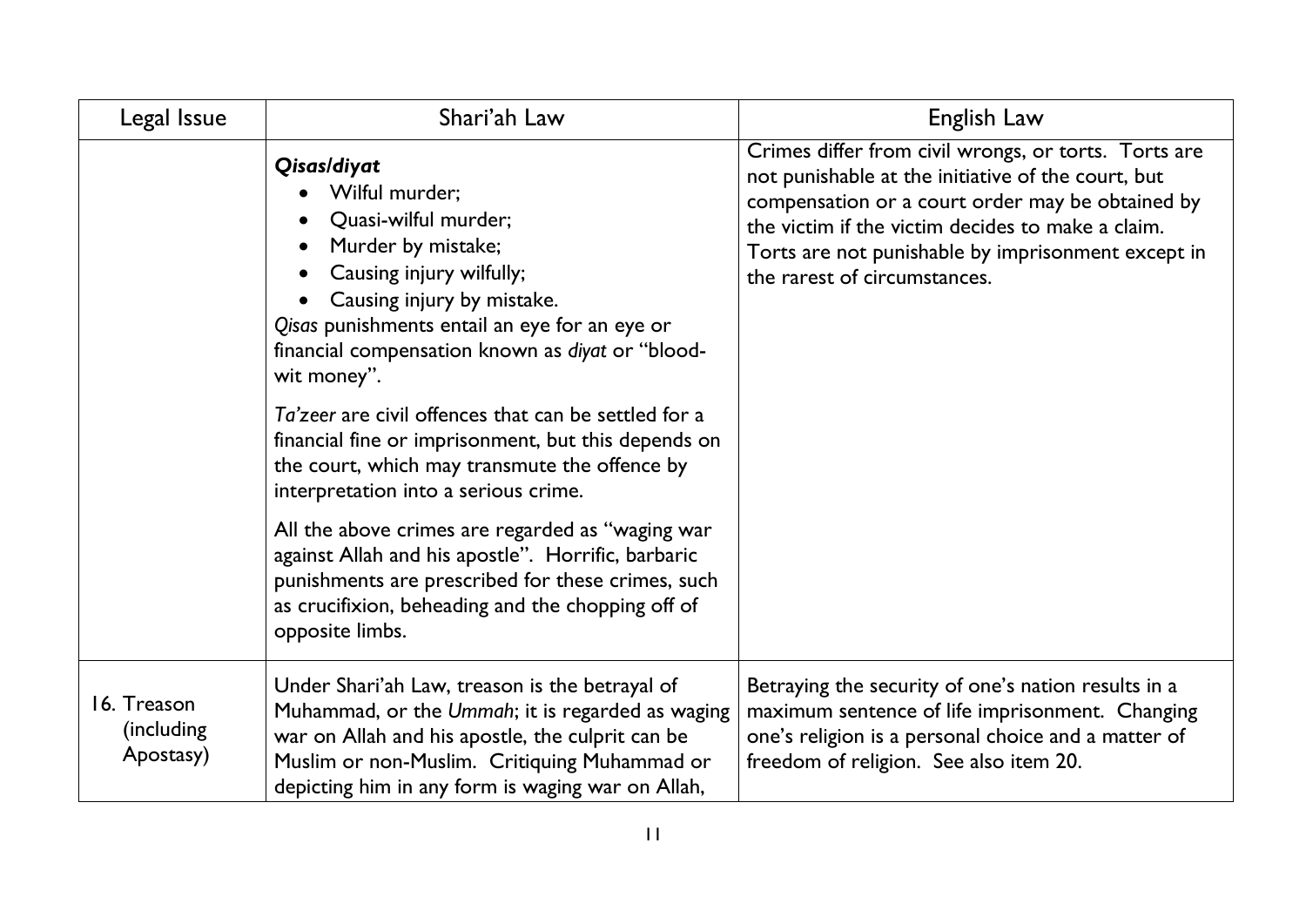| Legal Issue | Shari'ah Law | English Law |
| --- | --- | --- |
| | ***Qisas/diyat*** <br>• Wilful murder; <br>• Quasi-wilful murder; <br>• Murder by mistake; <br>• Causing injury wilfully; <br>• Causing injury by mistake. <br>*Qisas* punishments entail an eye for an eye or financial compensation known as *diyat* or "blood-wit money". <br><br>*Ta'zeer* are civil offences that can be settled for a financial fine or imprisonment, but this depends on the court, which may transmute the offence by interpretation into a serious crime. <br><br>All the above crimes are regarded as "waging war against Allah and his apostle". Horrific, barbaric punishments are prescribed for these crimes, such as crucifixion, beheading and the chopping off of opposite limbs. | Crimes differ from civil wrongs, or torts. Torts are not punishable at the initiative of the court, but compensation or a court order may be obtained by the victim if the victim decides to make a claim. Torts are not punishable by imprisonment except in the rarest of circumstances. |
| 16. Treason (including Apostasy) | Under Shari'ah Law, treason is the betrayal of Muhammad, or the *Ummah*; it is regarded as waging war on Allah and his apostle, the culprit can be Muslim or non-Muslim. Critiquing Muhammad or depicting him in any form is waging war on Allah, | Betraying the security of one's nation results in a maximum sentence of life imprisonment. Changing one's religion is a personal choice and a matter of freedom of religion. See also item 20. |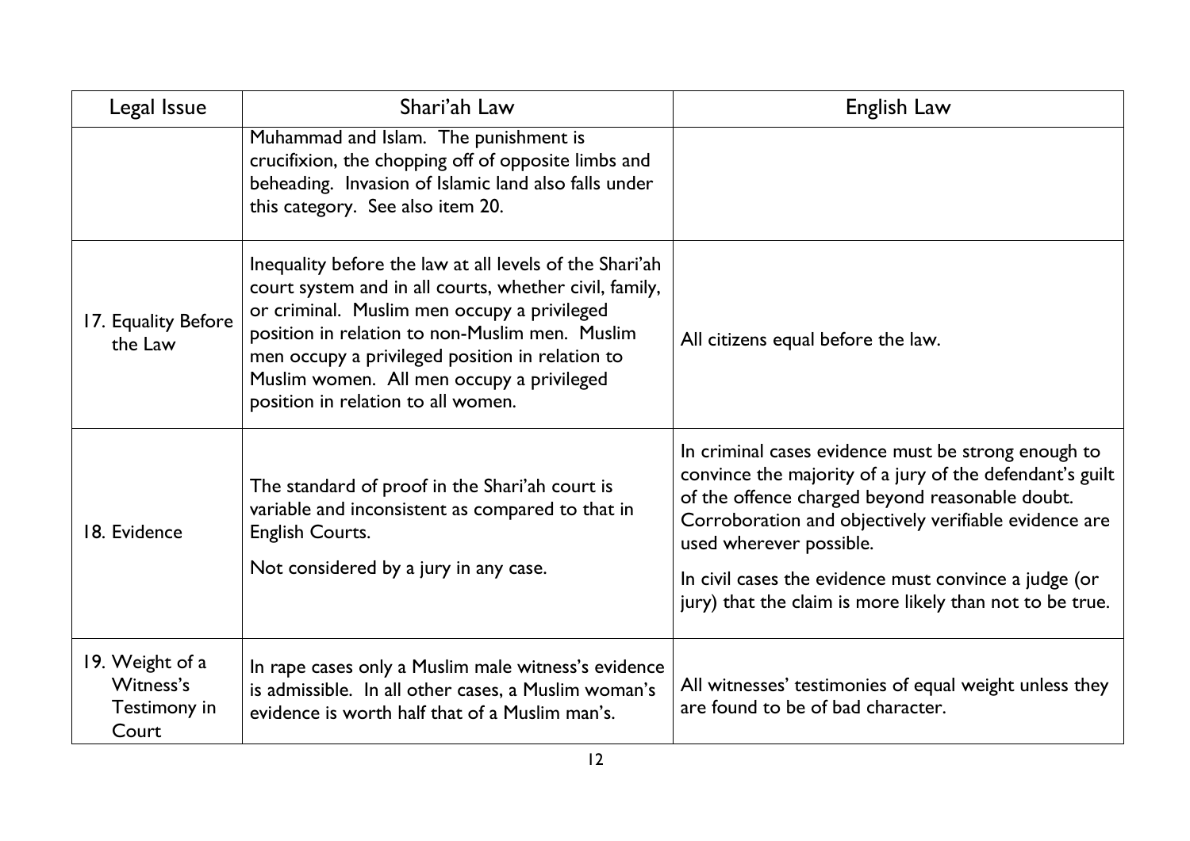| Legal Issue | Shari'ah Law | English Law |
|---|---|---|
| | Muhammad and Islam. The punishment is crucifixion, the chopping off of opposite limbs and beheading. Invasion of Islamic land also falls under this category. See also item 20. | |
| 17. Equality Before the Law | Inequality before the law at all levels of the Shari'ah court system and in all courts, whether civil, family, or criminal. Muslim men occupy a privileged position in relation to non-Muslim men. Muslim men occupy a privileged position in relation to Muslim women. All men occupy a privileged position in relation to all women. | All citizens equal before the law. |
| 18. Evidence | The standard of proof in the Shari'ah court is variable and inconsistent as compared to that in English Courts.<br><br>Not considered by a jury in any case. | In criminal cases evidence must be strong enough to convince the majority of a jury of the defendant's guilt of the offence charged beyond reasonable doubt. Corroboration and objectively verifiable evidence are used wherever possible.<br><br>In civil cases the evidence must convince a judge (or jury) that the claim is more likely than not to be true. |
| 19. Weight of a Witness's Testimony in Court | In rape cases only a Muslim male witness's evidence is admissible. In all other cases, a Muslim woman's evidence is worth half that of a Muslim man's. | All witnesses' testimonies of equal weight unless they are found to be of bad character. |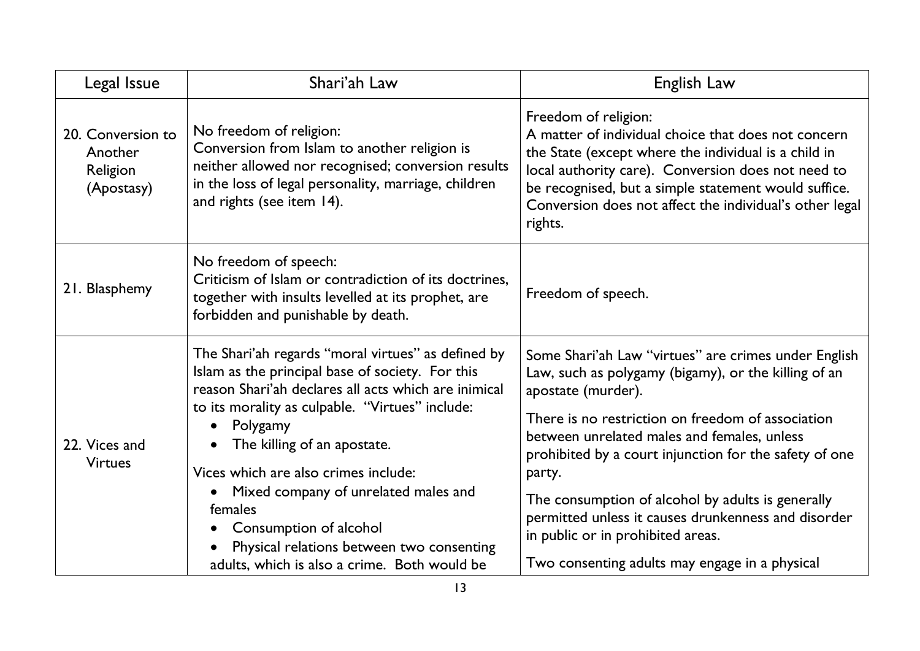| Legal Issue | Shari'ah Law | English Law |
|---|---|---|
| 20. Conversion to Another Religion (Apostasy) | No freedom of religion:<br>Conversion from Islam to another religion is neither allowed nor recognised; conversion results in the loss of legal personality, marriage, children and rights (see item 14). | Freedom of religion:<br>A matter of individual choice that does not concern the State (except where the individual is a child in local authority care). Conversion does not need to be recognised, but a simple statement would suffice. Conversion does not affect the individual's other legal rights. |
| 21. Blasphemy | No freedom of speech:<br>Criticism of Islam or contradiction of its doctrines, together with insults levelled at its prophet, are forbidden and punishable by death. | Freedom of speech. |
| 22. Vices and Virtues | The Shari'ah regards "moral virtues" as defined by Islam as the principal base of society. For this reason Shari'ah declares all acts which are inimical to its morality as culpable. "Virtues" include:<br>• Polygamy<br>• The killing of an apostate.<br>Vices which are also crimes include:<br>• Mixed company of unrelated males and females<br>• Consumption of alcohol<br>• Physical relations between two consenting adults, which is also a crime. Both would be | Some Shari'ah Law "virtues" are crimes under English Law, such as polygamy (bigamy), or the killing of an apostate (murder).<br>There is no restriction on freedom of association between unrelated males and females, unless prohibited by a court injunction for the safety of one party.<br>The consumption of alcohol by adults is generally permitted unless it causes drunkenness and disorder in public or in prohibited areas.<br>Two consenting adults may engage in a physical |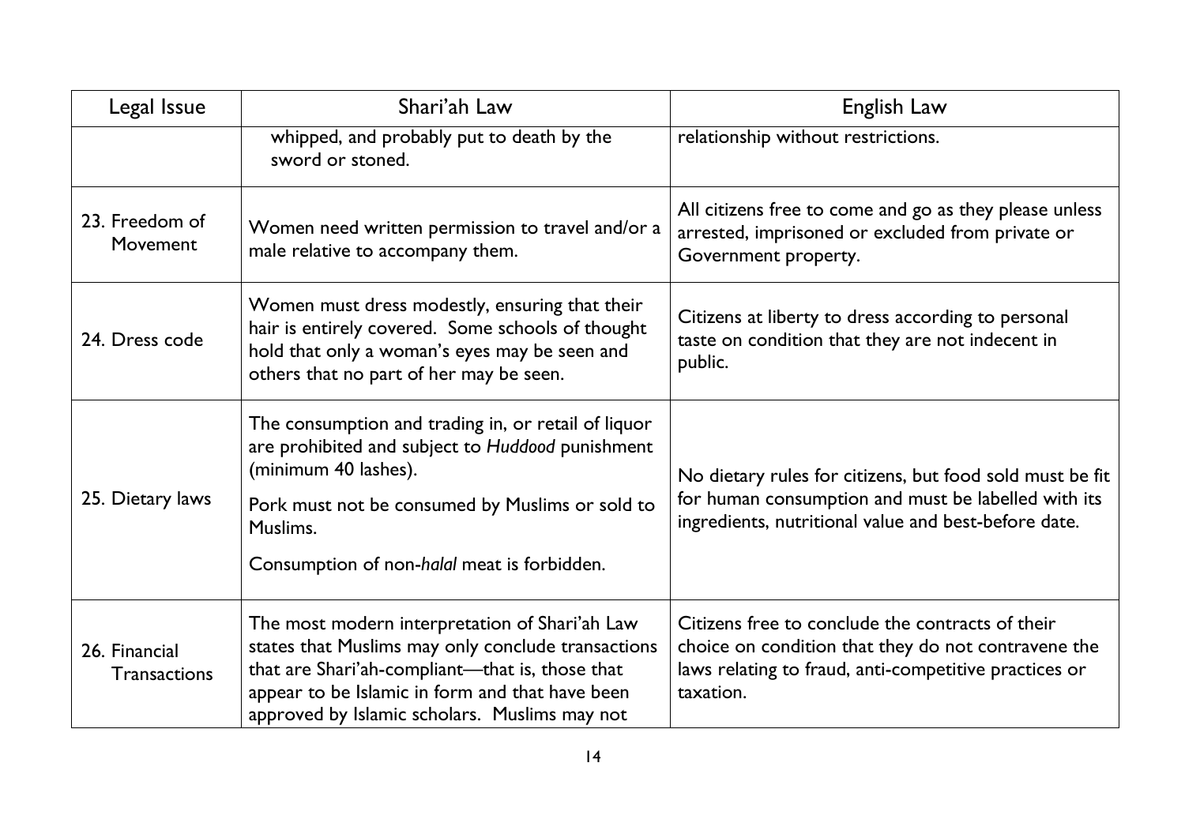| Legal Issue | Shari'ah Law | English Law |
|---|---|---|
| | whipped, and probably put to death by the sword or stoned. | relationship without restrictions. |
| 23. Freedom of Movement | Women need written permission to travel and/or a male relative to accompany them. | All citizens free to come and go as they please unless arrested, imprisoned or excluded from private or Government property. |
| 24. Dress code | Women must dress modestly, ensuring that their hair is entirely covered. Some schools of thought hold that only a woman's eyes may be seen and others that no part of her may be seen. | Citizens at liberty to dress according to personal taste on condition that they are not indecent in public. |
| 25. Dietary laws | The consumption and trading in, or retail of liquor are prohibited and subject to *Huddood* punishment (minimum 40 lashes).<br><br>Pork must not be consumed by Muslims or sold to Muslims.<br><br>Consumption of non-*halal* meat is forbidden. | No dietary rules for citizens, but food sold must be fit for human consumption and must be labelled with its ingredients, nutritional value and best-before date. |
| 26. Financial Transactions | The most modern interpretation of Shari'ah Law states that Muslims may only conclude transactions that are Shari'ah-compliant—that is, those that appear to be Islamic in form and that have been approved by Islamic scholars. Muslims may not | Citizens free to conclude the contracts of their choice on condition that they do not contravene the laws relating to fraud, anti-competitive practices or taxation. |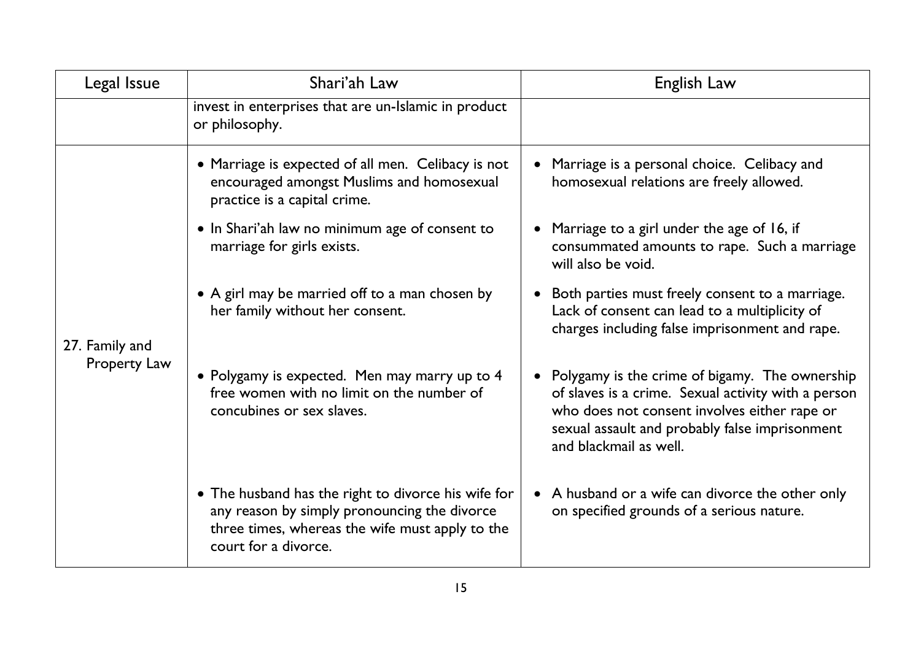| Legal Issue | Shari'ah Law | English Law |
|---|---|---|
| | invest in enterprises that are un-Islamic in product or philosophy. | |
| 27. Family and Property Law | • Marriage is expected of all men. Celibacy is not encouraged amongst Muslims and homosexual practice is a capital crime. | • Marriage is a personal choice. Celibacy and homosexual relations are freely allowed. |
| | • In Shari'ah law no minimum age of consent to marriage for girls exists. | • Marriage to a girl under the age of 16, if consummated amounts to rape. Such a marriage will also be void. |
| | • A girl may be married off to a man chosen by her family without her consent. | • Both parties must freely consent to a marriage. Lack of consent can lead to a multiplicity of charges including false imprisonment and rape. |
| | • Polygamy is expected. Men may marry up to 4 free women with no limit on the number of concubines or sex slaves. | • Polygamy is the crime of bigamy. The ownership of slaves is a crime. Sexual activity with a person who does not consent involves either rape or sexual assault and probably false imprisonment and blackmail as well. |
| | • The husband has the right to divorce his wife for any reason by simply pronouncing the divorce three times, whereas the wife must apply to the court for a divorce. | • A husband or a wife can divorce the other only on specified grounds of a serious nature. |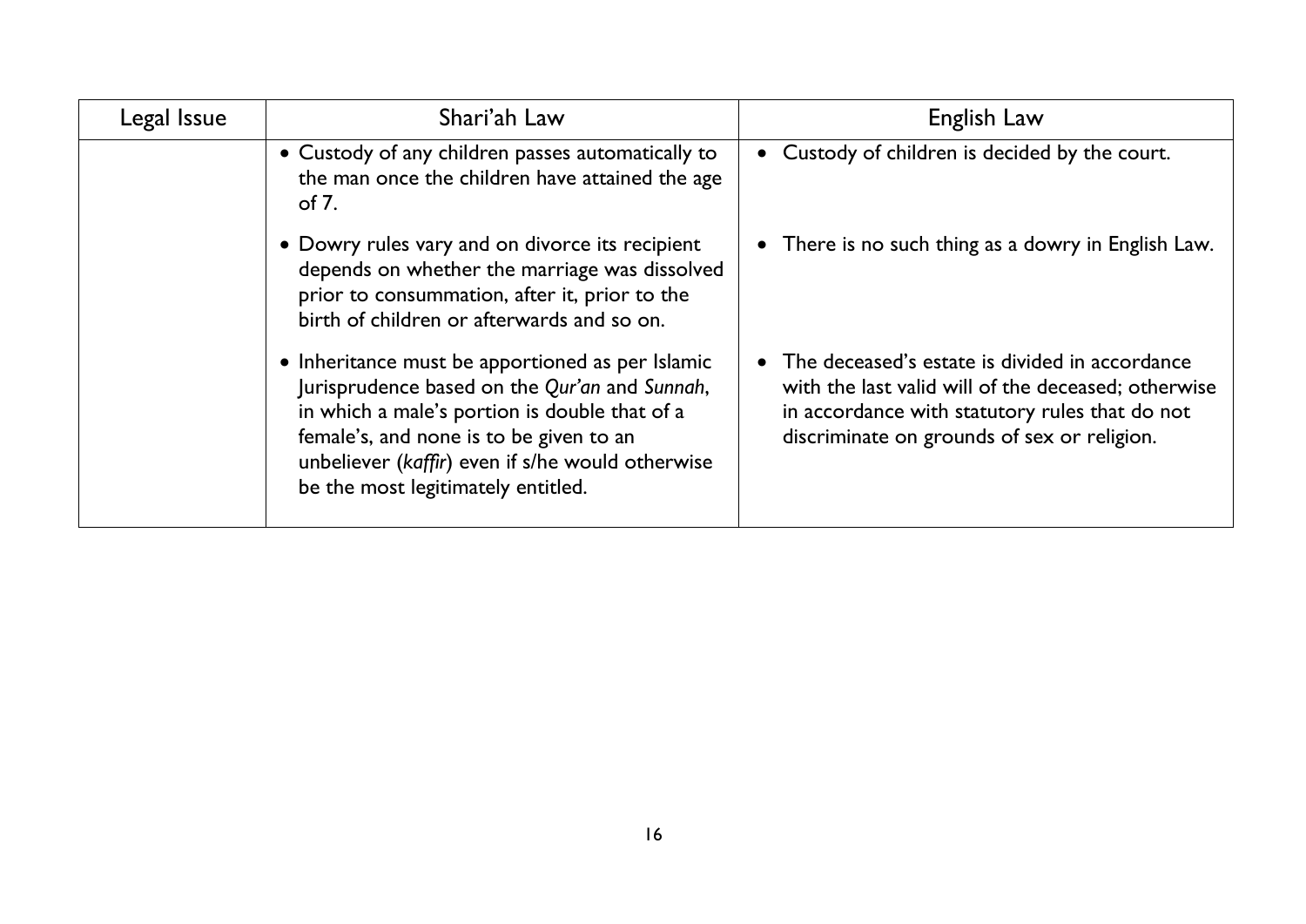| Legal Issue | Shari'ah Law | English Law |
|---|---|---|
| | • Custody of any children passes automatically to the man once the children have attained the age of 7. | • Custody of children is decided by the court. |
| | • Dowry rules vary and on divorce its recipient depends on whether the marriage was dissolved prior to consummation, after it, prior to the birth of children or afterwards and so on. | • There is no such thing as a dowry in English Law. |
| | • Inheritance must be apportioned as per Islamic Jurisprudence based on the *Qur'an* and *Sunnah*, in which a male's portion is double that of a female's, and none is to be given to an unbeliever (*kaffir*) even if s/he would otherwise be the most legitimately entitled. | • The deceased's estate is divided in accordance with the last valid will of the deceased; otherwise in accordance with statutory rules that do not discriminate on grounds of sex or religion. |